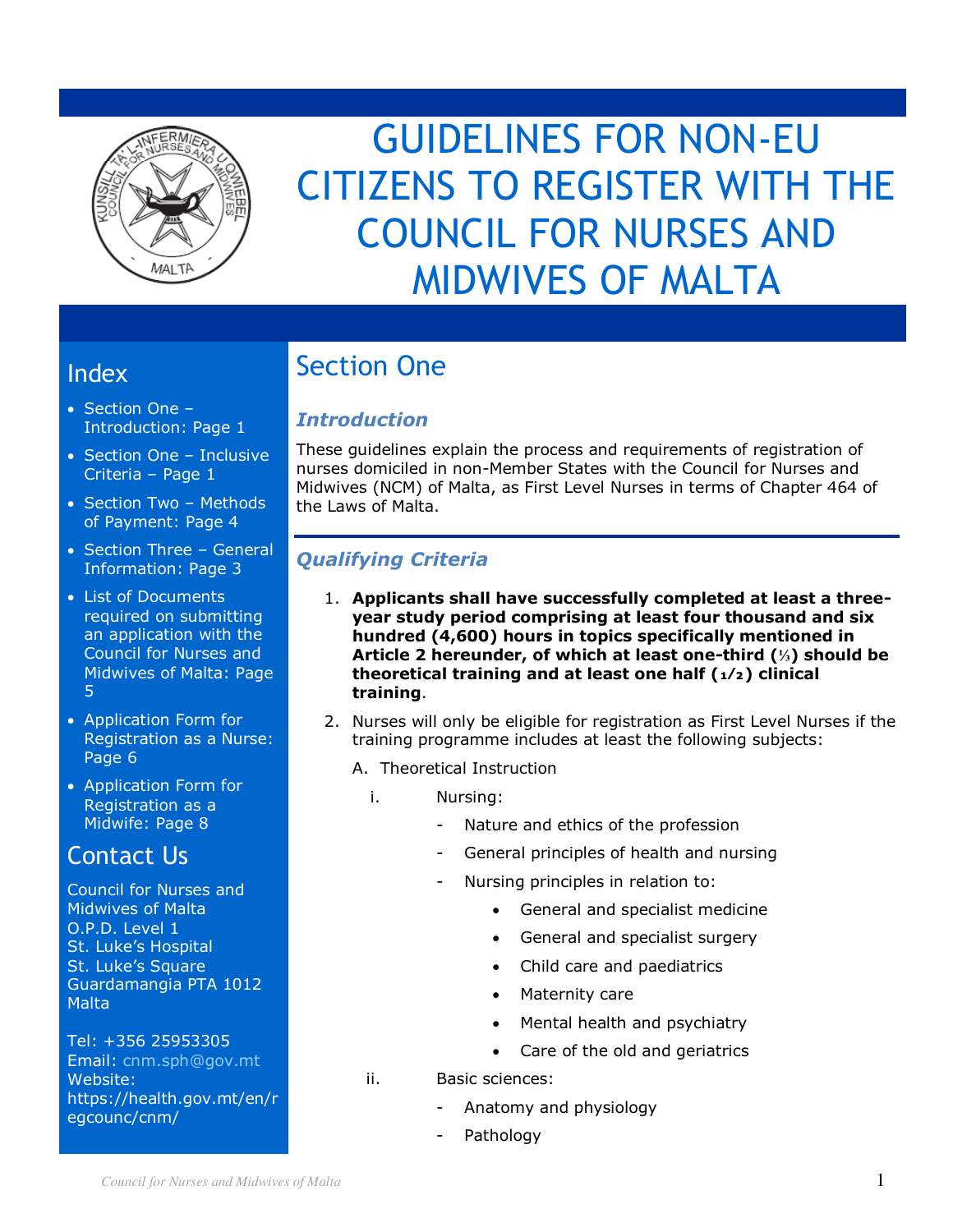# GUIDELINES FOR NON-EU CITIZENS TO REGISTER WITH THE COUNCIL FOR NURSES AND MIDWIVES OF MALTA

## Index

- Section One – Introduction: Page 1
- Section One – Inclusive Criteria – Page 1
- Section Two – Methods of Payment: Page 4
- Section Three – General Information: Page 3
- List of Documents required on submitting an application with the Council for Nurses and Midwives of Malta: Page 5
- Application Form for Registration as a Nurse: Page 6
- Application Form for Registration as a Midwife: Page 8

## Contact Us

Council for Nurses and Midwives of Malta
O.P.D. Level 1
St. Luke's Hospital
St. Luke's Square
Guardamangia PTA 1012
Malta

Tel: +356 25953305
Email: cnm.sph@gov.mt
Website: https://health.gov.mt/en/regcounc/cnm/

## Section One

### *Introduction*

These guidelines explain the process and requirements of registration of nurses domiciled in non-Member States with the Council for Nurses and Midwives (NCM) of Malta, as First Level Nurses in terms of Chapter 464 of the Laws of Malta.

### *Qualifying Criteria*

1. **Applicants shall have successfully completed at least a three-year study period comprising at least four thousand and six hundred (4,600) hours in topics specifically mentioned in Article 2 hereunder, of which at least one-third (⅓) should be theoretical training and at least one half (1/2) clinical training**.
2. Nurses will only be eligible for registration as First Level Nurses if the training programme includes at least the following subjects:

   A. Theoretical Instruction

   i. Nursing:
      - Nature and ethics of the profession
      - General principles of health and nursing
      - Nursing principles in relation to:
        - General and specialist medicine
        - General and specialist surgery
        - Child care and paediatrics
        - Maternity care
        - Mental health and psychiatry
        - Care of the old and geriatrics

   ii. Basic sciences:
      - Anatomy and physiology
      - Pathology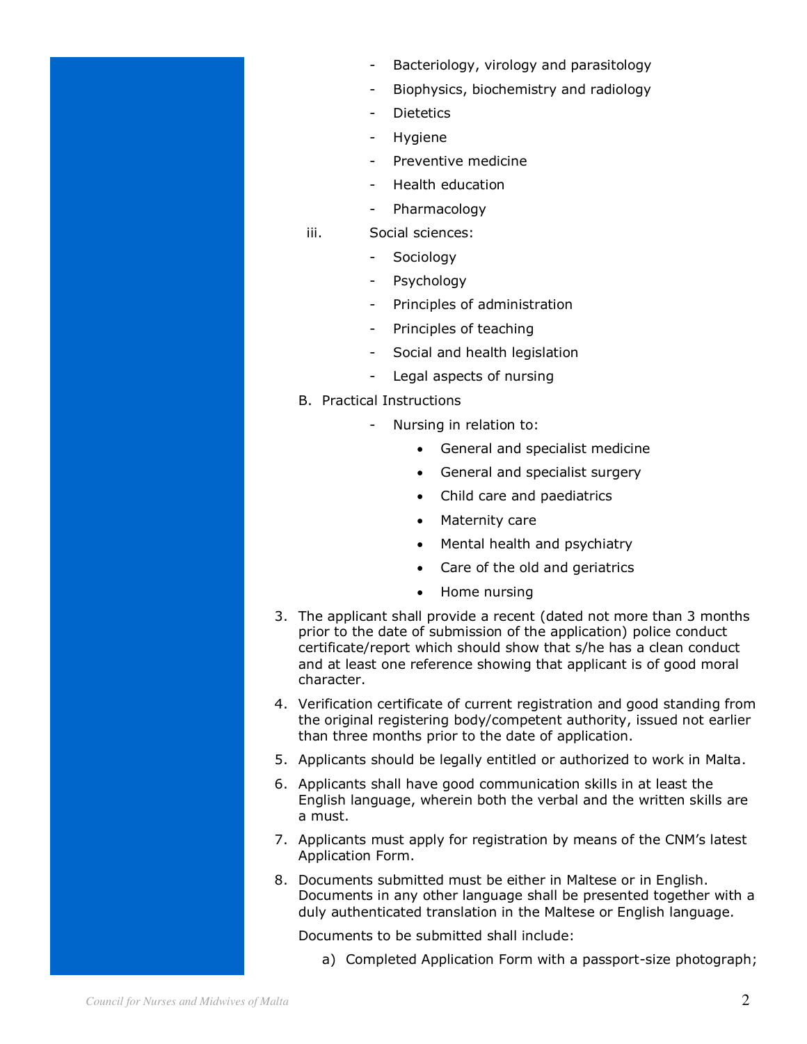- Bacteriology, virology and parasitology
- Biophysics, biochemistry and radiology
- Dietetics
- Hygiene
- Preventive medicine
- Health education
- Pharmacology

iii. Social sciences:

- Sociology
- Psychology
- Principles of administration
- Principles of teaching
- Social and health legislation
- Legal aspects of nursing

B. Practical Instructions

- Nursing in relation to:
  - General and specialist medicine
  - General and specialist surgery
  - Child care and paediatrics
  - Maternity care
  - Mental health and psychiatry
  - Care of the old and geriatrics
  - Home nursing

3. The applicant shall provide a recent (dated not more than 3 months prior to the date of submission of the application) police conduct certificate/report which should show that s/he has a clean conduct and at least one reference showing that applicant is of good moral character.
4. Verification certificate of current registration and good standing from the original registering body/competent authority, issued not earlier than three months prior to the date of application.
5. Applicants should be legally entitled or authorized to work in Malta.
6. Applicants shall have good communication skills in at least the English language, wherein both the verbal and the written skills are a must.
7. Applicants must apply for registration by means of the CNM's latest Application Form.
8. Documents submitted must be either in Maltese or in English. Documents in any other language shall be presented together with a duly authenticated translation in the Maltese or English language.

   Documents to be submitted shall include:

   a) Completed Application Form with a passport-size photograph;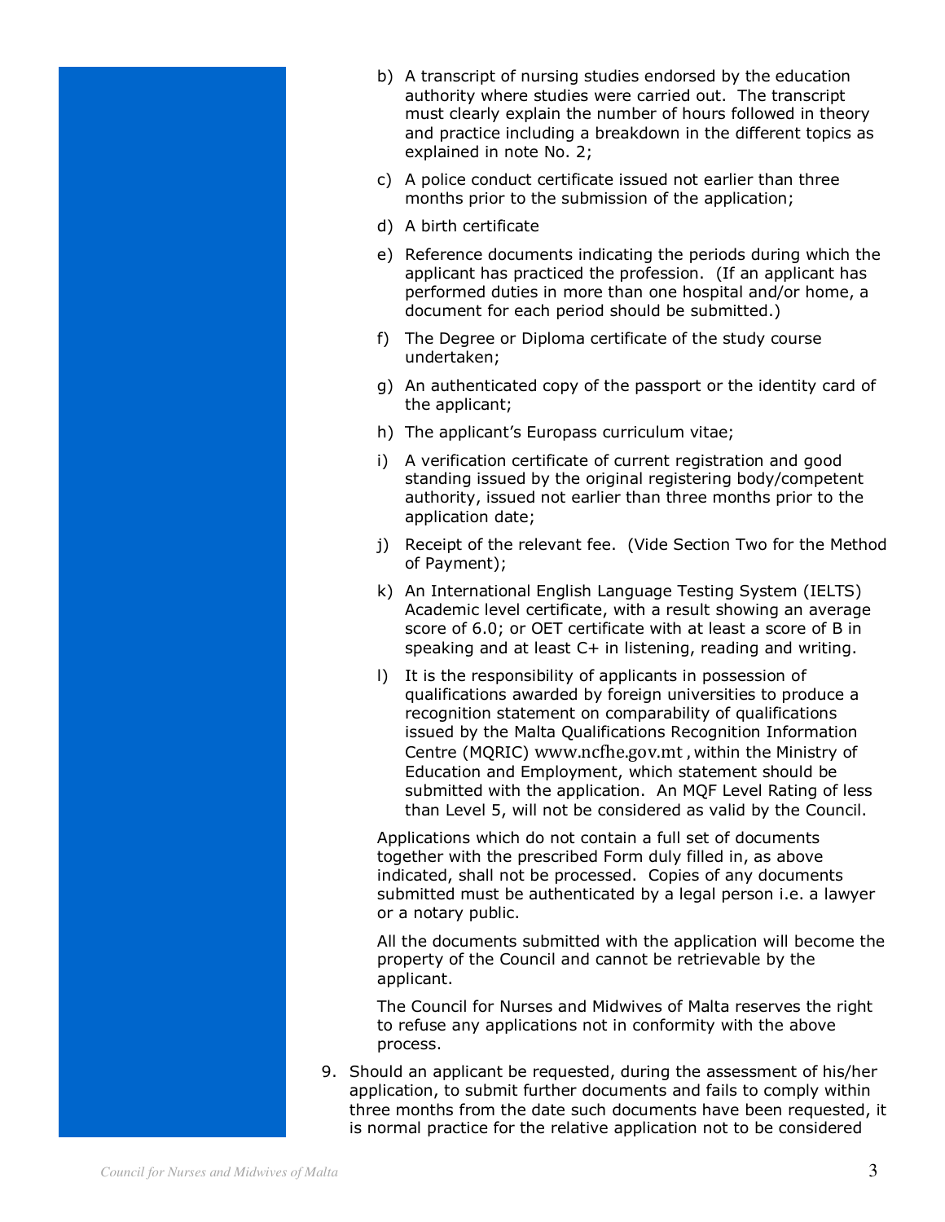b) A transcript of nursing studies endorsed by the education authority where studies were carried out. The transcript must clearly explain the number of hours followed in theory and practice including a breakdown in the different topics as explained in note No. 2;

c) A police conduct certificate issued not earlier than three months prior to the submission of the application;

d) A birth certificate

e) Reference documents indicating the periods during which the applicant has practiced the profession. (If an applicant has performed duties in more than one hospital and/or home, a document for each period should be submitted.)

f) The Degree or Diploma certificate of the study course undertaken;

g) An authenticated copy of the passport or the identity card of the applicant;

h) The applicant's Europass curriculum vitae;

i) A verification certificate of current registration and good standing issued by the original registering body/competent authority, issued not earlier than three months prior to the application date;

j) Receipt of the relevant fee. (Vide Section Two for the Method of Payment);

k) An International English Language Testing System (IELTS) Academic level certificate, with a result showing an average score of 6.0; or OET certificate with at least a score of B in speaking and at least C+ in listening, reading and writing.

l) It is the responsibility of applicants in possession of qualifications awarded by foreign universities to produce a recognition statement on comparability of qualifications issued by the Malta Qualifications Recognition Information Centre (MQRIC) www.ncfhe.gov.mt , within the Ministry of Education and Employment, which statement should be submitted with the application. An MQF Level Rating of less than Level 5, will not be considered as valid by the Council.

Applications which do not contain a full set of documents together with the prescribed Form duly filled in, as above indicated, shall not be processed. Copies of any documents submitted must be authenticated by a legal person i.e. a lawyer or a notary public.

All the documents submitted with the application will become the property of the Council and cannot be retrievable by the applicant.

The Council for Nurses and Midwives of Malta reserves the right to refuse any applications not in conformity with the above process.

9. Should an applicant be requested, during the assessment of his/her application, to submit further documents and fails to comply within three months from the date such documents have been requested, it is normal practice for the relative application not to be considered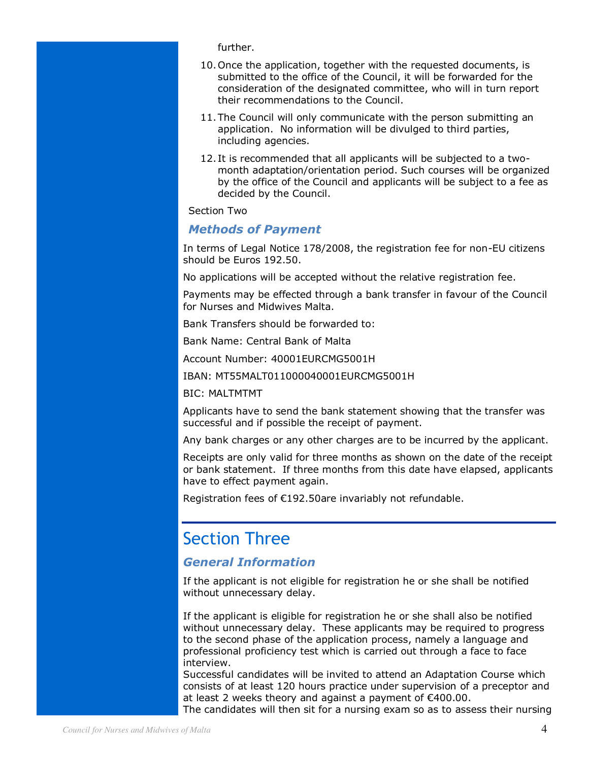further.

10. Once the application, together with the requested documents, is submitted to the office of the Council, it will be forwarded for the consideration of the designated committee, who will in turn report their recommendations to the Council.
11. The Council will only communicate with the person submitting an application. No information will be divulged to third parties, including agencies.
12. It is recommended that all applicants will be subjected to a two-month adaptation/orientation period. Such courses will be organized by the office of the Council and applicants will be subject to a fee as decided by the Council.

Section Two

### *Methods of Payment*

In terms of Legal Notice 178/2008, the registration fee for non-EU citizens should be Euros 192.50.

No applications will be accepted without the relative registration fee.

Payments may be effected through a bank transfer in favour of the Council for Nurses and Midwives Malta.

Bank Transfers should be forwarded to:

Bank Name: Central Bank of Malta

Account Number: 40001EURCMG5001H

IBAN: MT55MALT011000040001EURCMG5001H

BIC: MALTMTMT

Applicants have to send the bank statement showing that the transfer was successful and if possible the receipt of payment.

Any bank charges or any other charges are to be incurred by the applicant.

Receipts are only valid for three months as shown on the date of the receipt or bank statement. If three months from this date have elapsed, applicants have to effect payment again.

Registration fees of €192.50are invariably not refundable.

## Section Three

### *General Information*

If the applicant is not eligible for registration he or she shall be notified without unnecessary delay.

If the applicant is eligible for registration he or she shall also be notified without unnecessary delay. These applicants may be required to progress to the second phase of the application process, namely a language and professional proficiency test which is carried out through a face to face interview.
Successful candidates will be invited to attend an Adaptation Course which consists of at least 120 hours practice under supervision of a preceptor and at least 2 weeks theory and against a payment of €400.00.
The candidates will then sit for a nursing exam so as to assess their nursing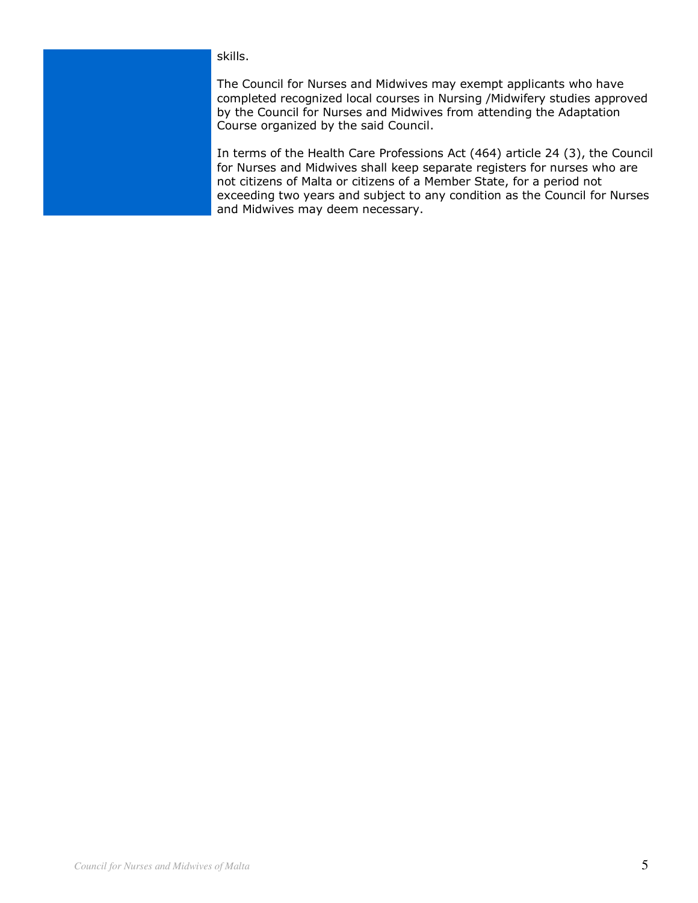skills.

The Council for Nurses and Midwives may exempt applicants who have completed recognized local courses in Nursing /Midwifery studies approved by the Council for Nurses and Midwives from attending the Adaptation Course organized by the said Council.

In terms of the Health Care Professions Act (464) article 24 (3), the Council for Nurses and Midwives shall keep separate registers for nurses who are not citizens of Malta or citizens of a Member State, for a period not exceeding two years and subject to any condition as the Council for Nurses and Midwives may deem necessary.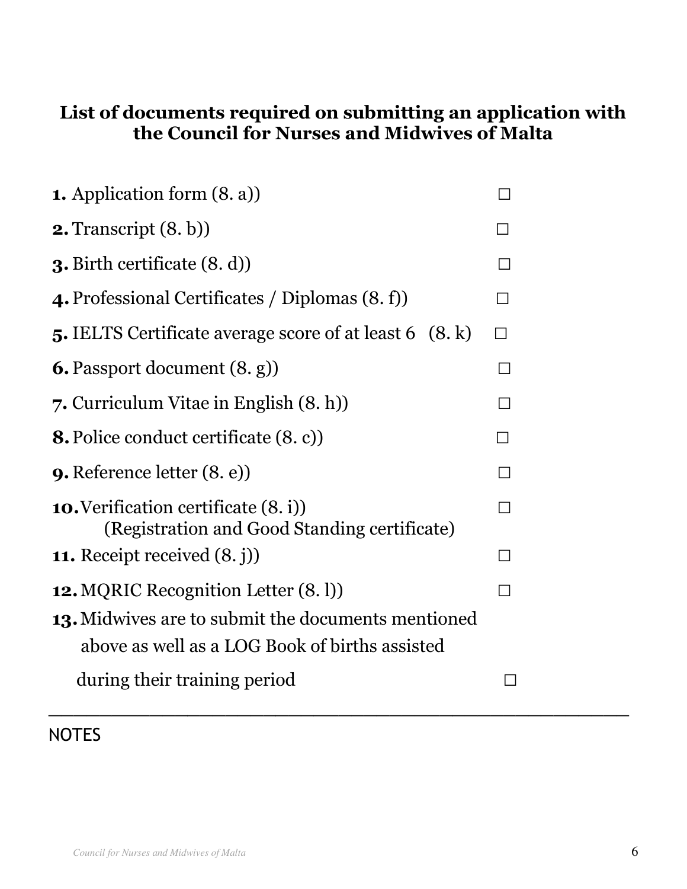## List of documents required on submitting an application with the Council for Nurses and Midwives of Malta

**1.** Application form (8. a)) ☐

**2.** Transcript (8. b)) ☐

**3.** Birth certificate (8. d)) ☐

**4.** Professional Certificates / Diplomas (8. f)) ☐

**5.** IELTS Certificate average score of at least 6 (8. k) ☐

**6.** Passport document (8. g)) ☐

**7.** Curriculum Vitae in English (8. h)) ☐

**8.** Police conduct certificate (8. c)) ☐

**9.** Reference letter (8. e)) ☐

**10.** Verification certificate (8. i)) ☐
(Registration and Good Standing certificate)

**11.** Receipt received (8. j)) ☐

**12.** MQRIC Recognition Letter (8. l)) ☐

**13.** Midwives are to submit the documents mentioned above as well as a LOG Book of births assisted during their training period ☐

---

NOTES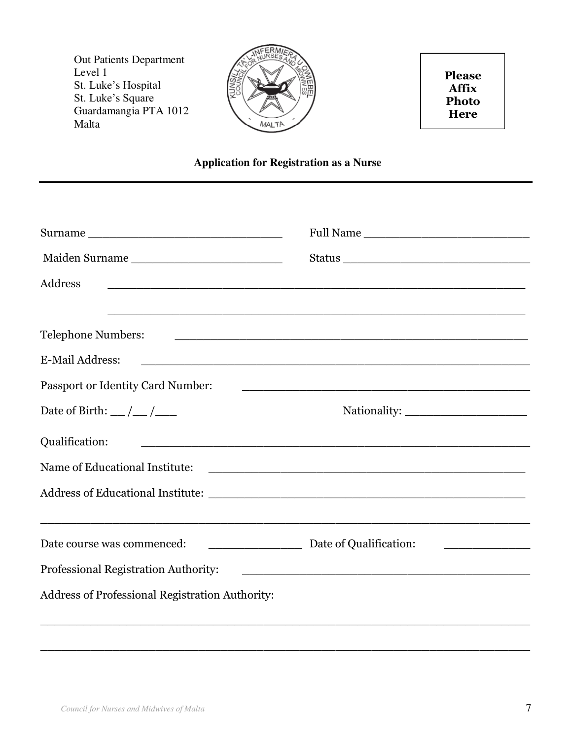Out Patients Department
Level 1
St. Luke's Hospital
St. Luke's Square
Guardamangia PTA 1012
Malta

**Please Affix Photo Here**

**Application for Registration as a Nurse**

---

Surname ______________________________ Full Name __________________________

Maiden Surname ________________________ Status ______________________________

Address ____________________________________________________________

____________________________________________________________

Telephone Numbers: ______________________________________________________

E-Mail Address: __________________________________________________________

Passport or Identity Card Number: ____________________________________________

Date of Birth: __ /__ /___ Nationality: ___________________

Qualification: ____________________________________________________________

Name of Educational Institute: _______________________________________________

Address of Educational Institute: _____________________________________________

______________________________________________________________________________

Date course was commenced: ______________ Date of Qualification: _____________

Professional Registration Authority: __________________________________________

Address of Professional Registration Authority:

______________________________________________________________________________

______________________________________________________________________________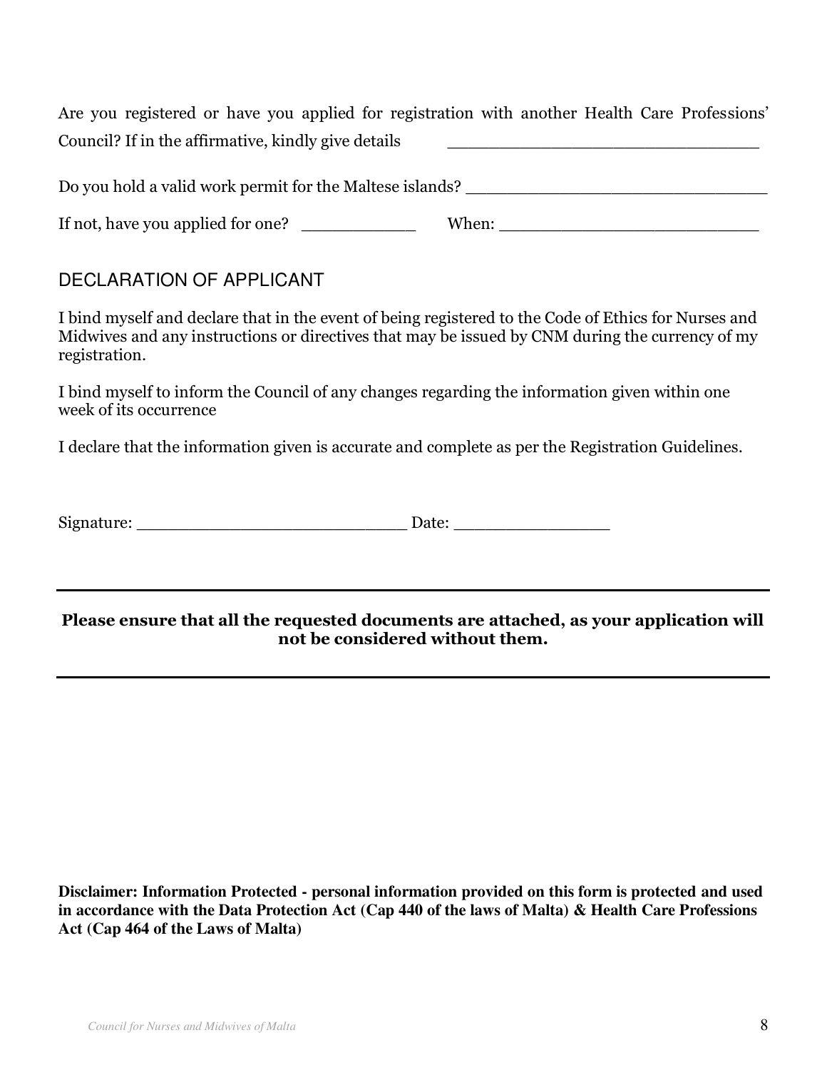Are you registered or have you applied for registration with another Health Care Professions' Council? If in the affirmative, kindly give details ______________________________

Do you hold a valid work permit for the Maltese islands? ______________________________

If not, have you applied for one? ___________ When: __________________________

## DECLARATION OF APPLICANT

I bind myself and declare that in the event of being registered to the Code of Ethics for Nurses and Midwives and any instructions or directives that may be issued by CNM during the currency of my registration.

I bind myself to inform the Council of any changes regarding the information given within one week of its occurrence

I declare that the information given is accurate and complete as per the Registration Guidelines.

Signature: ___________________________ Date: _______________

---

**Please ensure that all the requested documents are attached, as your application will not be considered without them.**

---

**Disclaimer: Information Protected - personal information provided on this form is protected and used in accordance with the Data Protection Act (Cap 440 of the laws of Malta) & Health Care Professions Act (Cap 464 of the Laws of Malta)**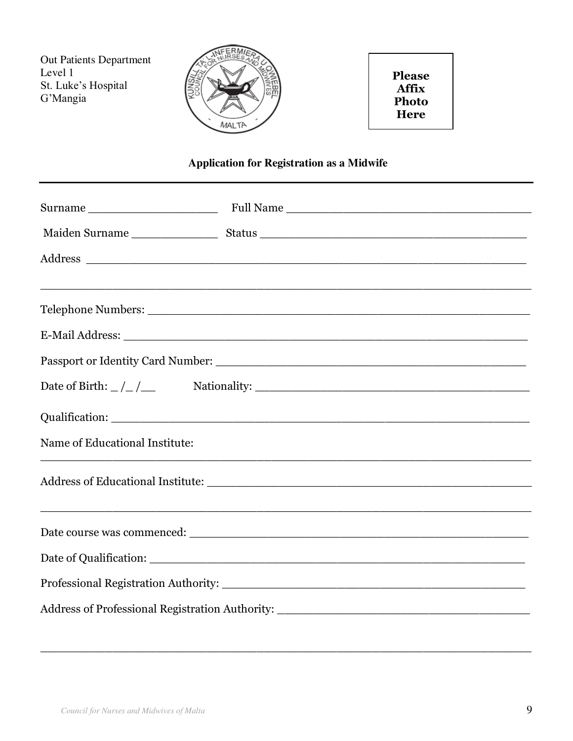Out Patients Department
Level 1
St. Luke's Hospital
G'Mangia

**Please Affix Photo Here**

**Application for Registration as a Midwife**

---

Surname ____________________ Full Name ______________________________________

Maiden Surname _____________ Status ________________________________________

Address ______________________________________________________________

_____________________________________________________________________

Telephone Numbers: ____________________________________________________

E-Mail Address: _______________________________________________________

Passport or Identity Card Number: _______________________________________

Date of Birth: _/_/__ Nationality: _______________________________________

Qualification: ________________________________________________________

Name of Educational Institute:

_____________________________________________________________________

Address of Educational Institute: _______________________________________

_____________________________________________________________________

Date course was commenced: ____________________________________________

Date of Qualification: _________________________________________________

Professional Registration Authority: ____________________________________

Address of Professional Registration Authority: _________________________

_____________________________________________________________________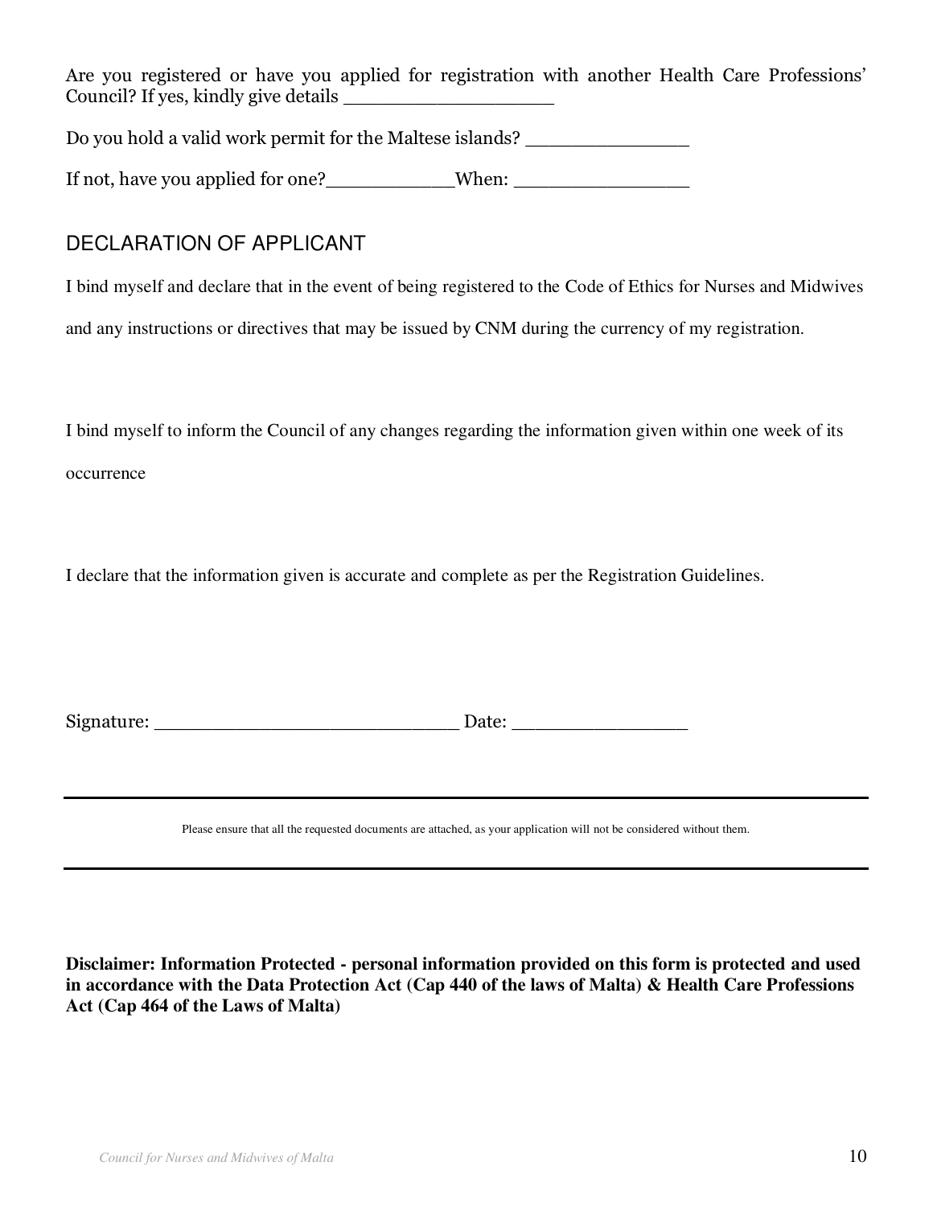Are you registered or have you applied for registration with another Health Care Professions' Council? If yes, kindly give details ___________________

Do you hold a valid work permit for the Maltese islands? _______________

If not, have you applied for one?____________When: ________________

## DECLARATION OF APPLICANT

I bind myself and declare that in the event of being registered to the Code of Ethics for Nurses and Midwives and any instructions or directives that may be issued by CNM during the currency of my registration.

I bind myself to inform the Council of any changes regarding the information given within one week of its occurrence

I declare that the information given is accurate and complete as per the Registration Guidelines.

Signature: _____________________________ Date: _________________

---

Please ensure that all the requested documents are attached, as your application will not be considered without them.

---

**Disclaimer: Information Protected - personal information provided on this form is protected and used in accordance with the Data Protection Act (Cap 440 of the laws of Malta) & Health Care Professions Act (Cap 464 of the Laws of Malta)**